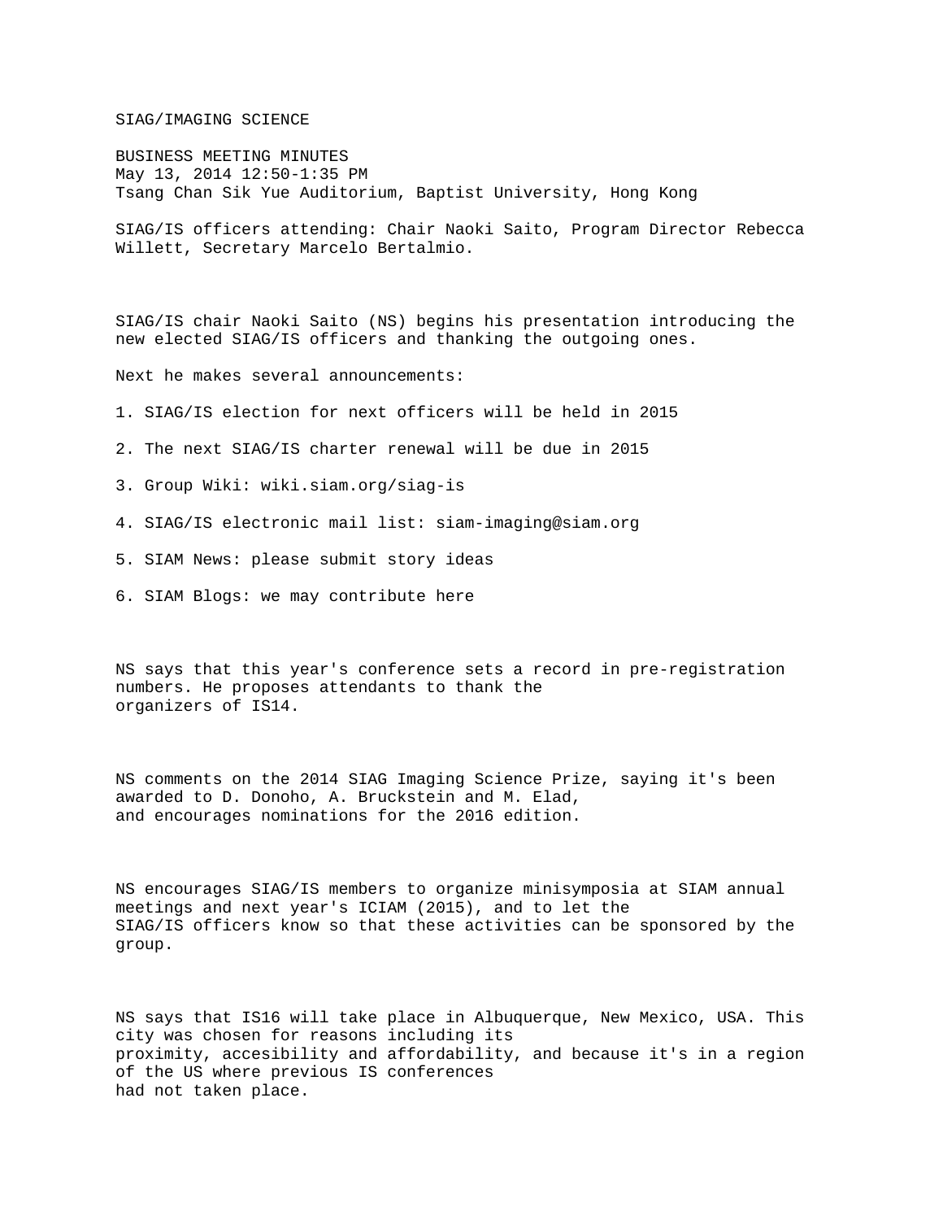# SIAG/IMAGING SCIENCE

## BUSINESS MEETING MINUTES

May 13, 2014 12:50-1:35 PM
Tsang Chan Sik Yue Auditorium, Baptist University, Hong Kong

SIAG/IS officers attending: Chair Naoki Saito, Program Director Rebecca Willett, Secretary Marcelo Bertalmio.

SIAG/IS chair Naoki Saito (NS) begins his presentation introducing the new elected SIAG/IS officers and thanking the outgoing ones.

Next he makes several announcements:

1. SIAG/IS election for next officers will be held in 2015

2. The next SIAG/IS charter renewal will be due in 2015

3. Group Wiki: wiki.siam.org/siag-is

4. SIAG/IS electronic mail list: siam-imaging@siam.org

5. SIAM News: please submit story ideas

6. SIAM Blogs: we may contribute here

NS says that this year's conference sets a record in pre-registration numbers. He proposes attendants to thank the organizers of IS14.

NS comments on the 2014 SIAG Imaging Science Prize, saying it's been awarded to D. Donoho, A. Bruckstein and M. Elad, and encourages nominations for the 2016 edition.

NS encourages SIAG/IS members to organize minisymposia at SIAM annual meetings and next year's ICIAM (2015), and to let the SIAG/IS officers know so that these activities can be sponsored by the group.

NS says that IS16 will take place in Albuquerque, New Mexico, USA. This city was chosen for reasons including its proximity, accesibility and affordability, and because it's in a region of the US where previous IS conferences had not taken place.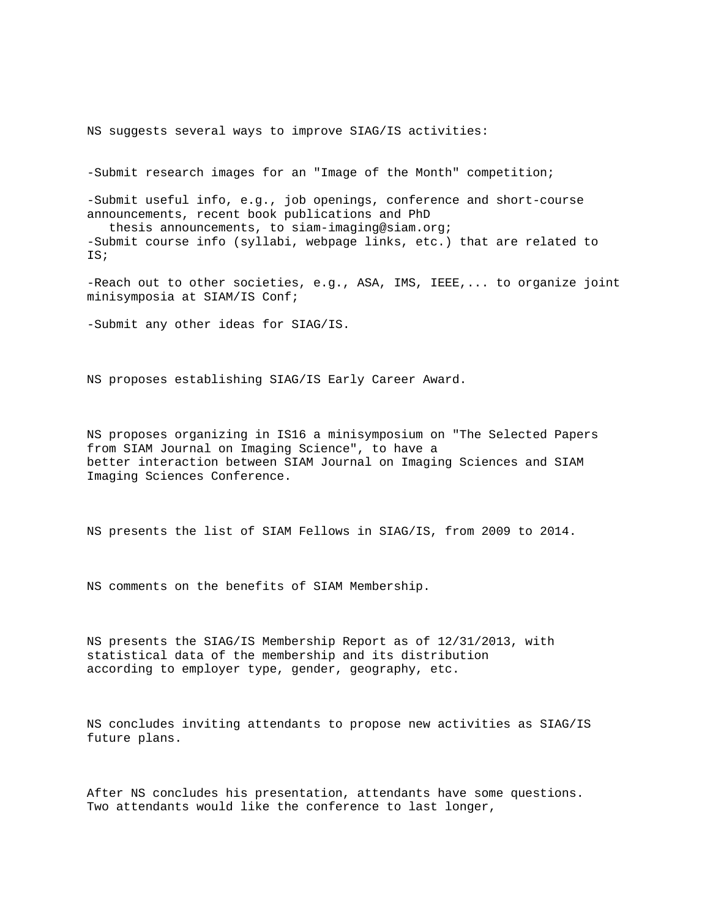NS suggests several ways to improve SIAG/IS activities:

- Submit research images for an "Image of the Month" competition;
- Submit useful info, e.g., job openings, conference and short-course announcements, recent book publications and PhD thesis announcements, to siam-imaging@siam.org;
- Submit course info (syllabi, webpage links, etc.) that are related to IS;
- Reach out to other societies, e.g., ASA, IMS, IEEE,... to organize joint minisymposia at SIAM/IS Conf;
- Submit any other ideas for SIAG/IS.

NS proposes establishing SIAG/IS Early Career Award.

NS proposes organizing in IS16 a minisymposium on "The Selected Papers from SIAM Journal on Imaging Science", to have a better interaction between SIAM Journal on Imaging Sciences and SIAM Imaging Sciences Conference.

NS presents the list of SIAM Fellows in SIAG/IS, from 2009 to 2014.

NS comments on the benefits of SIAM Membership.

NS presents the SIAG/IS Membership Report as of 12/31/2013, with statistical data of the membership and its distribution according to employer type, gender, geography, etc.

NS concludes inviting attendants to propose new activities as SIAG/IS future plans.

After NS concludes his presentation, attendants have some questions. Two attendants would like the conference to last longer,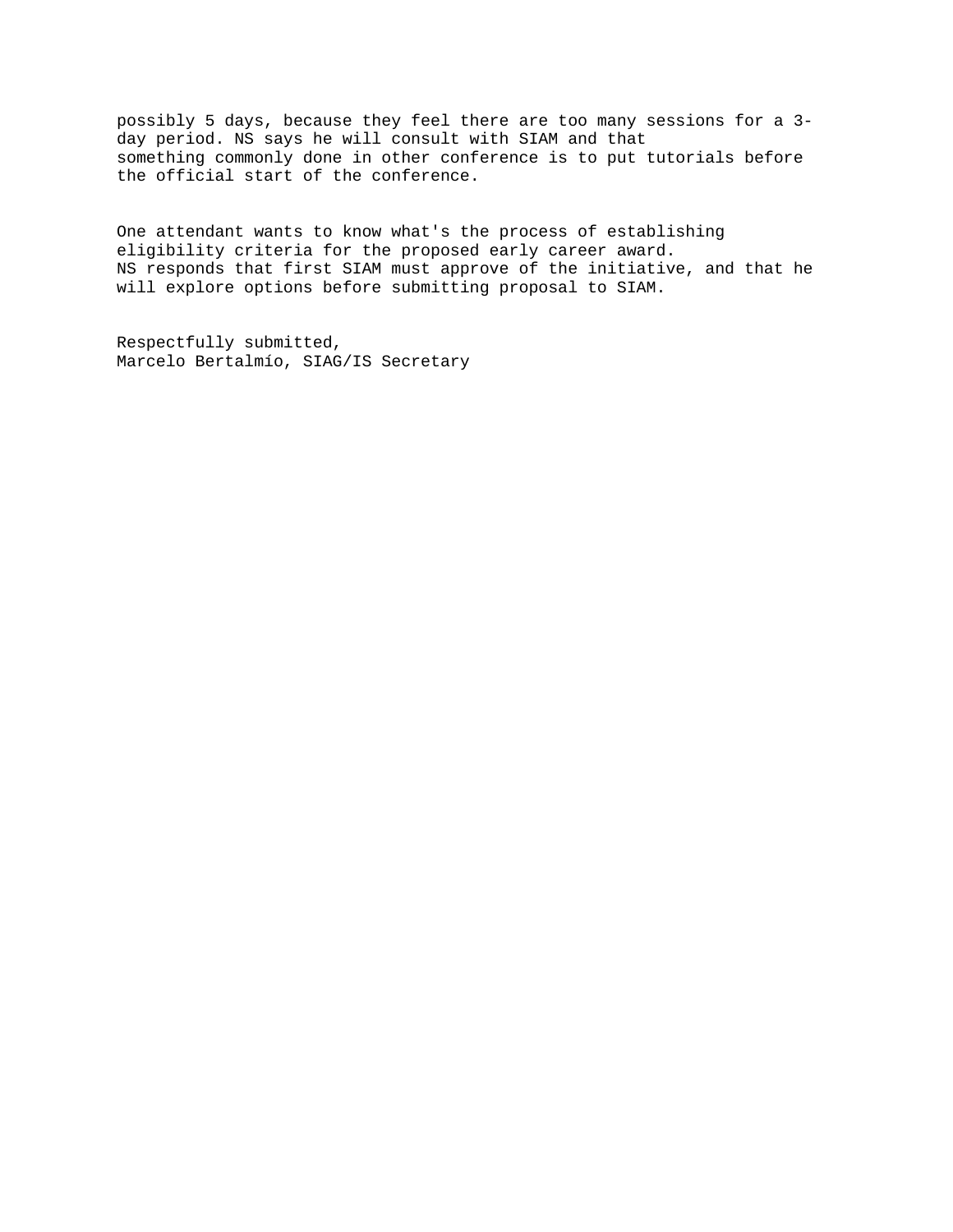possibly 5 days, because they feel there are too many sessions for a 3-day period. NS says he will consult with SIAM and that something commonly done in other conference is to put tutorials before the official start of the conference.

One attendant wants to know what's the process of establishing eligibility criteria for the proposed early career award. NS responds that first SIAM must approve of the initiative, and that he will explore options before submitting proposal to SIAM.

Respectfully submitted,
Marcelo Bertalmío, SIAG/IS Secretary